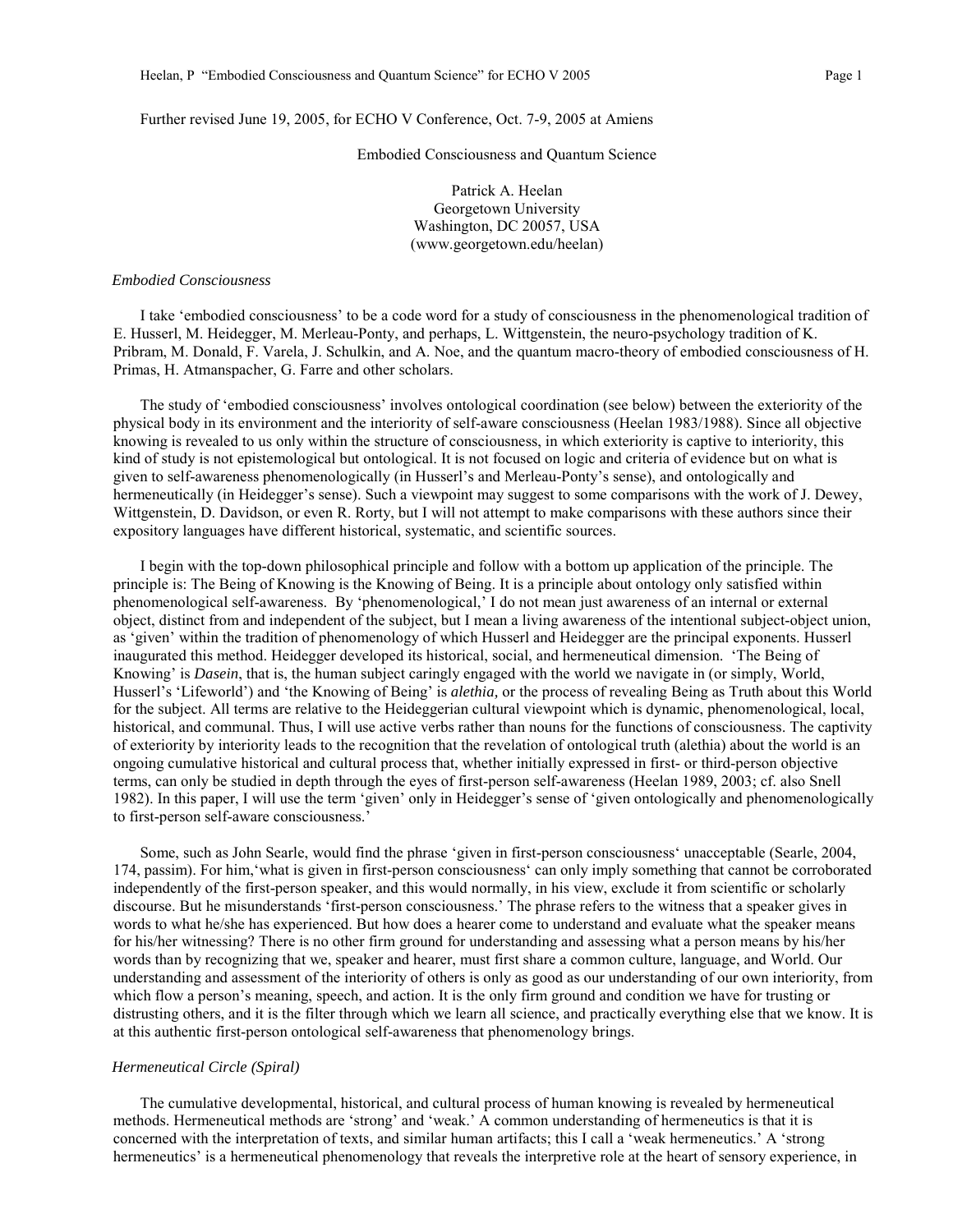Further revised June 19, 2005, for ECHO V Conference, Oct. 7-9, 2005 at Amiens

# Embodied Consciousness and Quantum Science

Patrick A. Heelan
Georgetown University
Washington, DC 20057, USA
(www.georgetown.edu/heelan)

## *Embodied Consciousness*

I take 'embodied consciousness' to be a code word for a study of consciousness in the phenomenological tradition of E. Husserl, M. Heidegger, M. Merleau-Ponty, and perhaps, L. Wittgenstein, the neuro-psychology tradition of K. Pribram, M. Donald, F. Varela, J. Schulkin, and A. Noe, and the quantum macro-theory of embodied consciousness of H. Primas, H. Atmanspacher, G. Farre and other scholars.

The study of 'embodied consciousness' involves ontological coordination (see below) between the exteriority of the physical body in its environment and the interiority of self-aware consciousness (Heelan 1983/1988). Since all objective knowing is revealed to us only within the structure of consciousness, in which exteriority is captive to interiority, this kind of study is not epistemological but ontological. It is not focused on logic and criteria of evidence but on what is given to self-awareness phenomenologically (in Husserl's and Merleau-Ponty's sense), and ontologically and hermeneutically (in Heidegger's sense). Such a viewpoint may suggest to some comparisons with the work of J. Dewey, Wittgenstein, D. Davidson, or even R. Rorty, but I will not attempt to make comparisons with these authors since their expository languages have different historical, systematic, and scientific sources.

I begin with the top-down philosophical principle and follow with a bottom up application of the principle. The principle is: The Being of Knowing is the Knowing of Being. It is a principle about ontology only satisfied within phenomenological self-awareness. By 'phenomenological,' I do not mean just awareness of an internal or external object, distinct from and independent of the subject, but I mean a living awareness of the intentional subject-object union, as 'given' within the tradition of phenomenology of which Husserl and Heidegger are the principal exponents. Husserl inaugurated this method. Heidegger developed its historical, social, and hermeneutical dimension. 'The Being of Knowing' is ***Dasein***, that is, the human subject caringly engaged with the world we navigate in (or simply, World, Husserl's 'Lifeworld') and 'the Knowing of Being' is *alethia,* or the process of revealing Being as Truth about this World for the subject. All terms are relative to the Heideggerian cultural viewpoint which is dynamic, phenomenological, local, historical, and communal. Thus, I will use active verbs rather than nouns for the functions of consciousness. The captivity of exteriority by interiority leads to the recognition that the revelation of ontological truth (alethia) about the world is an ongoing cumulative historical and cultural process that, whether initially expressed in first- or third-person objective terms, can only be studied in depth through the eyes of first-person self-awareness (Heelan 1989, 2003; cf. also Snell 1982). In this paper, I will use the term 'given' only in Heidegger's sense of 'given ontologically and phenomenologically to first-person self-aware consciousness.'

Some, such as John Searle, would find the phrase 'given in first-person consciousness' unacceptable (Searle, 2004, 174, passim). For him, 'what is given in first-person consciousness' can only imply something that cannot be corroborated independently of the first-person speaker, and this would normally, in his view, exclude it from scientific or scholarly discourse. But he misunderstands 'first-person consciousness.' The phrase refers to the witness that a speaker gives in words to what he/she has experienced. But how does a hearer come to understand and evaluate what the speaker means for his/her witnessing? There is no other firm ground for understanding and assessing what a person means by his/her words than by recognizing that we, speaker and hearer, must first share a common culture, language, and World. Our understanding and assessment of the interiority of others is only as good as our understanding of our own interiority, from which flow a person's meaning, speech, and action. It is the only firm ground and condition we have for trusting or distrusting others, and it is the filter through which we learn all science, and practically everything else that we know. It is at this authentic first-person ontological self-awareness that phenomenology brings.

## *Hermeneutical Circle (Spiral)*

The cumulative developmental, historical, and cultural process of human knowing is revealed by hermeneutical methods. Hermeneutical methods are 'strong' and 'weak.' A common understanding of hermeneutics is that it is concerned with the interpretation of texts, and similar human artifacts; this I call a 'weak hermeneutics.' A 'strong hermeneutics' is a hermeneutical phenomenology that reveals the interpretive role at the heart of sensory experience, in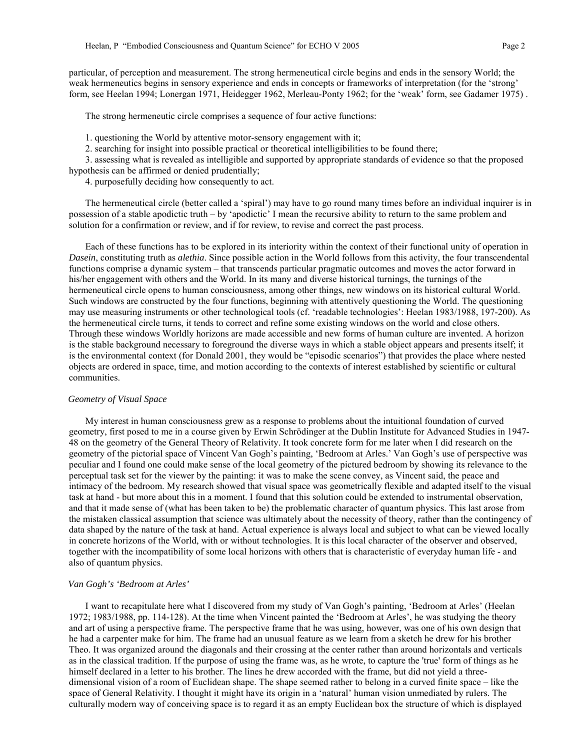particular, of perception and measurement. The strong hermeneutical circle begins and ends in the sensory World; the weak hermeneutics begins in sensory experience and ends in concepts or frameworks of interpretation (for the 'strong' form, see Heelan 1994; Lonergan 1971, Heidegger 1962, Merleau-Ponty 1962; for the 'weak' form, see Gadamer 1975) .

The strong hermeneutic circle comprises a sequence of four active functions:

1. questioning the World by attentive motor-sensory engagement with it;
2. searching for insight into possible practical or theoretical intelligibilities to be found there;
3. assessing what is revealed as intelligible and supported by appropriate standards of evidence so that the proposed hypothesis can be affirmed or denied prudentially;
4. purposefully deciding how consequently to act.

The hermeneutical circle (better called a 'spiral') may have to go round many times before an individual inquirer is in possession of a stable apodictic truth – by 'apodictic' I mean the recursive ability to return to the same problem and solution for a confirmation or review, and if for review, to revise and correct the past process.

Each of these functions has to be explored in its interiority within the context of their functional unity of operation in *Dasein*, constituting truth as *alethia*. Since possible action in the World follows from this activity, the four transcendental functions comprise a dynamic system – that transcends particular pragmatic outcomes and moves the actor forward in his/her engagement with others and the World. In its many and diverse historical turnings, the turnings of the hermeneutical circle opens to human consciousness, among other things, new windows on its historical cultural World. Such windows are constructed by the four functions, beginning with attentively questioning the World. The questioning may use measuring instruments or other technological tools (cf. 'readable technologies': Heelan 1983/1988, 197-200). As the hermeneutical circle turns, it tends to correct and refine some existing windows on the world and close others. Through these windows Worldly horizons are made accessible and new forms of human culture are invented. A horizon is the stable background necessary to foreground the diverse ways in which a stable object appears and presents itself; it is the environmental context (for Donald 2001, they would be "episodic scenarios") that provides the place where nested objects are ordered in space, time, and motion according to the contexts of interest established by scientific or cultural communities.

### *Geometry of Visual Space*

My interest in human consciousness grew as a response to problems about the intuitional foundation of curved geometry, first posed to me in a course given by Erwin Schrödinger at the Dublin Institute for Advanced Studies in 1947-48 on the geometry of the General Theory of Relativity. It took concrete form for me later when I did research on the geometry of the pictorial space of Vincent Van Gogh's painting, 'Bedroom at Arles.' Van Gogh's use of perspective was peculiar and I found one could make sense of the local geometry of the pictured bedroom by showing its relevance to the perceptual task set for the viewer by the painting: it was to make the scene convey, as Vincent said, the peace and intimacy of the bedroom. My research showed that visual space was geometrically flexible and adapted itself to the visual task at hand - but more about this in a moment. I found that this solution could be extended to instrumental observation, and that it made sense of (what has been taken to be) the problematic character of quantum physics. This last arose from the mistaken classical assumption that science was ultimately about the necessity of theory, rather than the contingency of data shaped by the nature of the task at hand. Actual experience is always local and subject to what can be viewed locally in concrete horizons of the World, with or without technologies. It is this local character of the observer and observed, together with the incompatibility of some local horizons with others that is characteristic of everyday human life - and also of quantum physics.

### *Van Gogh's 'Bedroom at Arles'*

I want to recapitulate here what I discovered from my study of Van Gogh's painting, 'Bedroom at Arles' (Heelan 1972; 1983/1988, pp. 114-128). At the time when Vincent painted the 'Bedroom at Arles', he was studying the theory and art of using a perspective frame. The perspective frame that he was using, however, was one of his own design that he had a carpenter make for him. The frame had an unusual feature as we learn from a sketch he drew for his brother Theo. It was organized around the diagonals and their crossing at the center rather than around horizontals and verticals as in the classical tradition. If the purpose of using the frame was, as he wrote, to capture the 'true' form of things as he himself declared in a letter to his brother. The lines he drew accorded with the frame, but did not yield a three-dimensional vision of a room of Euclidean shape. The shape seemed rather to belong in a curved finite space – like the space of General Relativity. I thought it might have its origin in a 'natural' human vision unmediated by rulers. The culturally modern way of conceiving space is to regard it as an empty Euclidean box the structure of which is displayed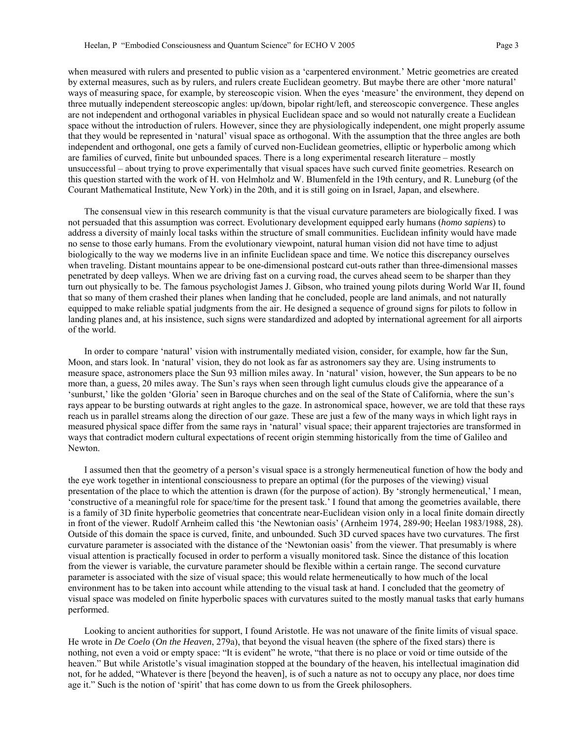when measured with rulers and presented to public vision as a 'carpentered environment.' Metric geometries are created by external measures, such as by rulers, and rulers create Euclidean geometry. But maybe there are other 'more natural' ways of measuring space, for example, by stereoscopic vision. When the eyes 'measure' the environment, they depend on three mutually independent stereoscopic angles: up/down, bipolar right/left, and stereoscopic convergence. These angles are not independent and orthogonal variables in physical Euclidean space and so would not naturally create a Euclidean space without the introduction of rulers. However, since they are physiologically independent, one might properly assume that they would be represented in 'natural' visual space as orthogonal. With the assumption that the three angles are both independent and orthogonal, one gets a family of curved non-Euclidean geometries, elliptic or hyperbolic among which are families of curved, finite but unbounded spaces. There is a long experimental research literature – mostly unsuccessful – about trying to prove experimentally that visual spaces have such curved finite geometries. Research on this question started with the work of H. von Helmholz and W. Blumenfeld in the 19th century, and R. Luneburg (of the Courant Mathematical Institute, New York) in the 20th, and it is still going on in Israel, Japan, and elsewhere.

The consensual view in this research community is that the visual curvature parameters are biologically fixed. I was not persuaded that this assumption was correct. Evolutionary development equipped early humans (*homo sapiens*) to address a diversity of mainly local tasks within the structure of small communities. Euclidean infinity would have made no sense to those early humans. From the evolutionary viewpoint, natural human vision did not have time to adjust biologically to the way we moderns live in an infinite Euclidean space and time. We notice this discrepancy ourselves when traveling. Distant mountains appear to be one-dimensional postcard cut-outs rather than three-dimensional masses penetrated by deep valleys. When we are driving fast on a curving road, the curves ahead seem to be sharper than they turn out physically to be. The famous psychologist James J. Gibson, who trained young pilots during World War II, found that so many of them crashed their planes when landing that he concluded, people are land animals, and not naturally equipped to make reliable spatial judgments from the air. He designed a sequence of ground signs for pilots to follow in landing planes and, at his insistence, such signs were standardized and adopted by international agreement for all airports of the world.

In order to compare 'natural' vision with instrumentally mediated vision, consider, for example, how far the Sun, Moon, and stars look. In 'natural' vision, they do not look as far as astronomers say they are. Using instruments to measure space, astronomers place the Sun 93 million miles away. In 'natural' vision, however, the Sun appears to be no more than, a guess, 20 miles away. The Sun's rays when seen through light cumulus clouds give the appearance of a 'sunburst,' like the golden 'Gloria' seen in Baroque churches and on the seal of the State of California, where the sun's rays appear to be bursting outwards at right angles to the gaze. In astronomical space, however, we are told that these rays reach us in parallel streams along the direction of our gaze. These are just a few of the many ways in which light rays in measured physical space differ from the same rays in 'natural' visual space; their apparent trajectories are transformed in ways that contradict modern cultural expectations of recent origin stemming historically from the time of Galileo and Newton.

I assumed then that the geometry of a person's visual space is a strongly hermeneutical function of how the body and the eye work together in intentional consciousness to prepare an optimal (for the purposes of the viewing) visual presentation of the place to which the attention is drawn (for the purpose of action). By 'strongly hermeneutical,' I mean, 'constructive of a meaningful role for space/time for the present task.' I found that among the geometries available, there is a family of 3D finite hyperbolic geometries that concentrate near-Euclidean vision only in a local finite domain directly in front of the viewer. Rudolf Arnheim called this 'the Newtonian oasis' (Arnheim 1974, 289-90; Heelan 1983/1988, 28). Outside of this domain the space is curved, finite, and unbounded. Such 3D curved spaces have two curvatures. The first curvature parameter is associated with the distance of the 'Newtonian oasis' from the viewer. That presumably is where visual attention is practically focused in order to perform a visually monitored task. Since the distance of this location from the viewer is variable, the curvature parameter should be flexible within a certain range. The second curvature parameter is associated with the size of visual space; this would relate hermeneutically to how much of the local environment has to be taken into account while attending to the visual task at hand. I concluded that the geometry of visual space was modeled on finite hyperbolic spaces with curvatures suited to the mostly manual tasks that early humans performed.

Looking to ancient authorities for support, I found Aristotle. He was not unaware of the finite limits of visual space. He wrote in *De Coelo* (*On the Heaven*, 279a), that beyond the visual heaven (the sphere of the fixed stars) there is nothing, not even a void or empty space: "It is evident" he wrote, "that there is no place or void or time outside of the heaven." But while Aristotle's visual imagination stopped at the boundary of the heaven, his intellectual imagination did not, for he added, "Whatever is there [beyond the heaven], is of such a nature as not to occupy any place, nor does time age it." Such is the notion of 'spirit' that has come down to us from the Greek philosophers.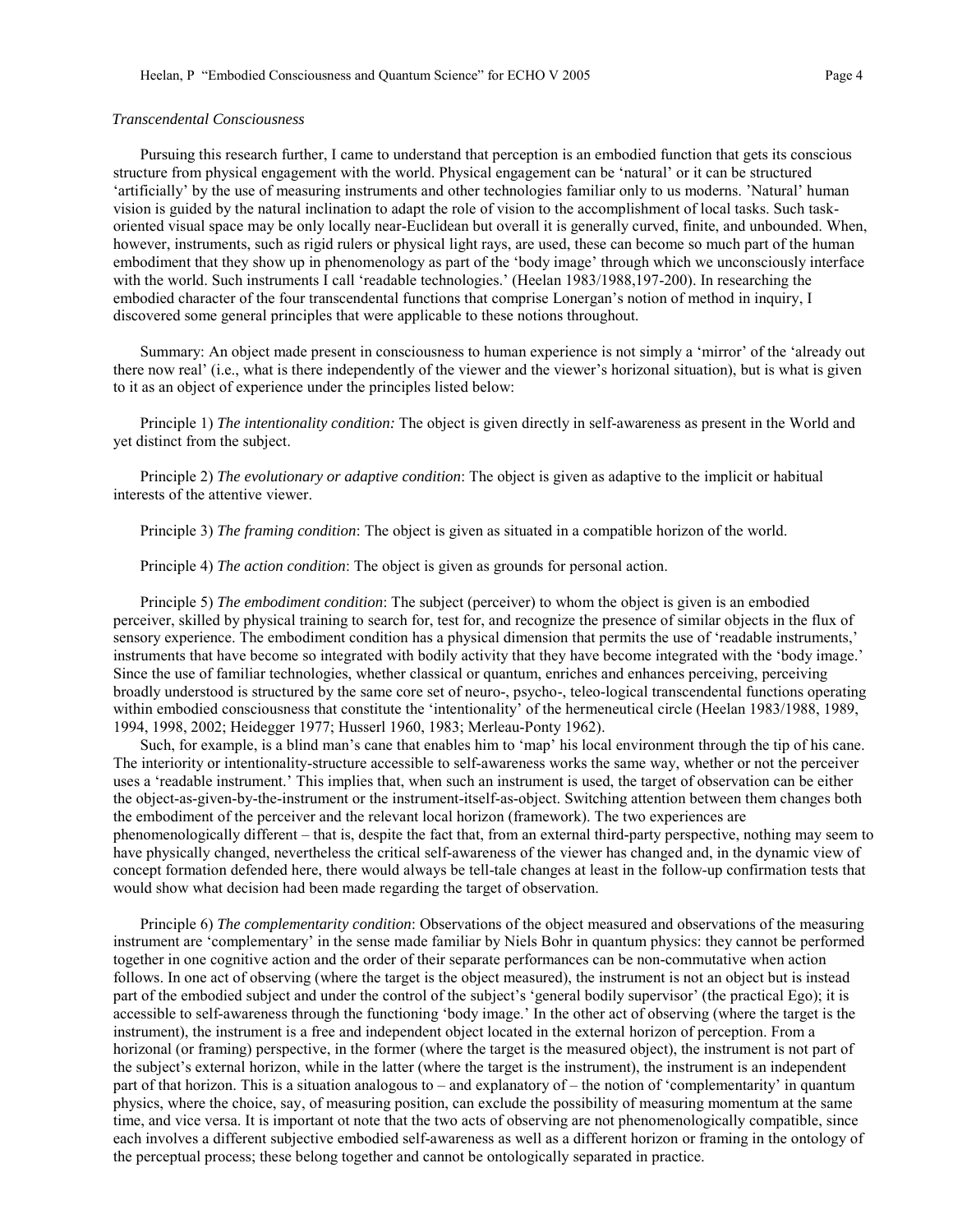*Transcendental Consciousness*

Pursuing this research further, I came to understand that perception is an embodied function that gets its conscious structure from physical engagement with the world. Physical engagement can be 'natural' or it can be structured 'artificially' by the use of measuring instruments and other technologies familiar only to us moderns. 'Natural' human vision is guided by the natural inclination to adapt the role of vision to the accomplishment of local tasks. Such task-oriented visual space may be only locally near-Euclidean but overall it is generally curved, finite, and unbounded. When, however, instruments, such as rigid rulers or physical light rays, are used, these can become so much part of the human embodiment that they show up in phenomenology as part of the 'body image' through which we unconsciously interface with the world. Such instruments I call 'readable technologies.' (Heelan 1983/1988,197-200). In researching the embodied character of the four transcendental functions that comprise Lonergan's notion of method in inquiry, I discovered some general principles that were applicable to these notions throughout.

Summary: An object made present in consciousness to human experience is not simply a 'mirror' of the 'already out there now real' (i.e., what is there independently of the viewer and the viewer's horizonal situation), but is what is given to it as an object of experience under the principles listed below:

Principle 1) *The intentionality condition:* The object is given directly in self-awareness as present in the World and yet distinct from the subject.

Principle 2) *The evolutionary or adaptive condition*: The object is given as adaptive to the implicit or habitual interests of the attentive viewer.

Principle 3) *The framing condition*: The object is given as situated in a compatible horizon of the world.

Principle 4) *The action condition*: The object is given as grounds for personal action.

Principle 5) *The embodiment condition*: The subject (perceiver) to whom the object is given is an embodied perceiver, skilled by physical training to search for, test for, and recognize the presence of similar objects in the flux of sensory experience. The embodiment condition has a physical dimension that permits the use of 'readable instruments,' instruments that have become so integrated with bodily activity that they have become integrated with the 'body image.' Since the use of familiar technologies, whether classical or quantum, enriches and enhances perceiving, perceiving broadly understood is structured by the same core set of neuro-, psycho-, teleo-logical transcendental functions operating within embodied consciousness that constitute the 'intentionality' of the hermeneutical circle (Heelan 1983/1988, 1989, 1994, 1998, 2002; Heidegger 1977; Husserl 1960, 1983; Merleau-Ponty 1962).

Such, for example, is a blind man's cane that enables him to 'map' his local environment through the tip of his cane. The interiority or intentionality-structure accessible to self-awareness works the same way, whether or not the perceiver uses a 'readable instrument.' This implies that, when such an instrument is used, the target of observation can be either the object-as-given-by-the-instrument or the instrument-itself-as-object. Switching attention between them changes both the embodiment of the perceiver and the relevant local horizon (framework). The two experiences are phenomenologically different – that is, despite the fact that, from an external third-party perspective, nothing may seem to have physically changed, nevertheless the critical self-awareness of the viewer has changed and, in the dynamic view of concept formation defended here, there would always be tell-tale changes at least in the follow-up confirmation tests that would show what decision had been made regarding the target of observation.

Principle 6) *The complementarity condition*: Observations of the object measured and observations of the measuring instrument are 'complementary' in the sense made familiar by Niels Bohr in quantum physics: they cannot be performed together in one cognitive action and the order of their separate performances can be non-commutative when action follows. In one act of observing (where the target is the object measured), the instrument is not an object but is instead part of the embodied subject and under the control of the subject's 'general bodily supervisor' (the practical Ego); it is accessible to self-awareness through the functioning 'body image.' In the other act of observing (where the target is the instrument), the instrument is a free and independent object located in the external horizon of perception. From a horizonal (or framing) perspective, in the former (where the target is the measured object), the instrument is not part of the subject's external horizon, while in the latter (where the target is the instrument), the instrument is an independent part of that horizon. This is a situation analogous to – and explanatory of – the notion of 'complementarity' in quantum physics, where the choice, say, of measuring position, can exclude the possibility of measuring momentum at the same time, and vice versa. It is important ot note that the two acts of observing are not phenomenologically compatible, since each involves a different subjective embodied self-awareness as well as a different horizon or framing in the ontology of the perceptual process; these belong together and cannot be ontologically separated in practice.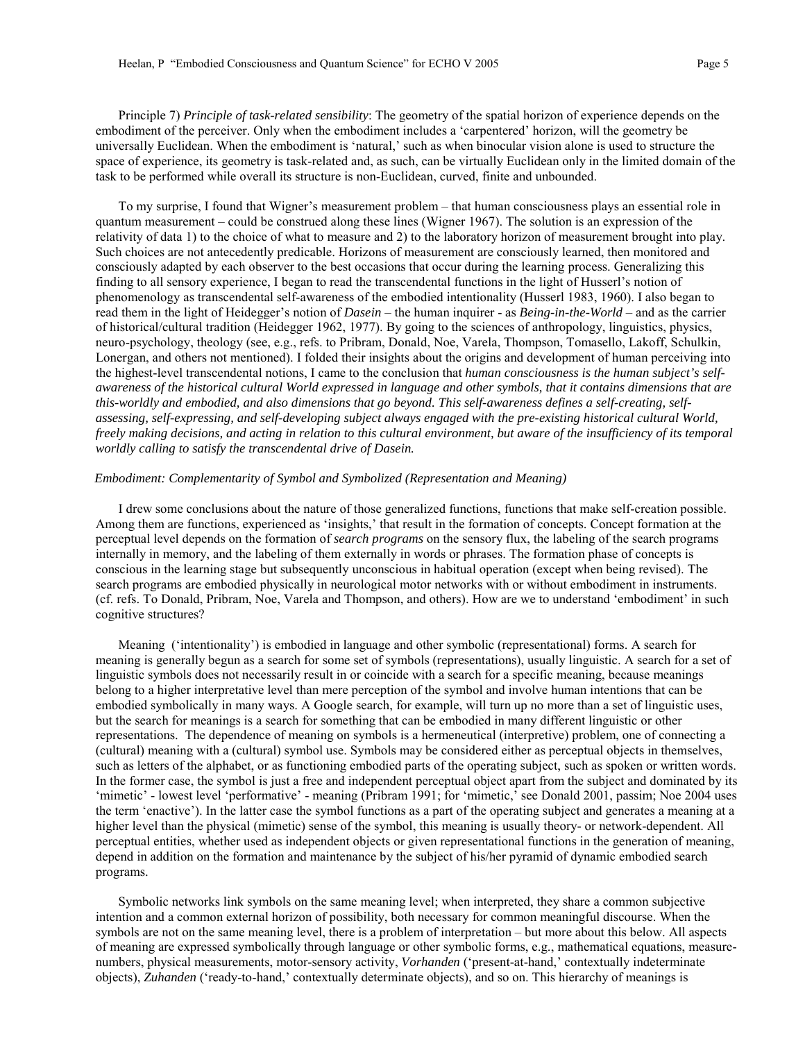Principle 7) *Principle of task-related sensibility*: The geometry of the spatial horizon of experience depends on the embodiment of the perceiver. Only when the embodiment includes a 'carpentered' horizon, will the geometry be universally Euclidean. When the embodiment is 'natural,' such as when binocular vision alone is used to structure the space of experience, its geometry is task-related and, as such, can be virtually Euclidean only in the limited domain of the task to be performed while overall its structure is non-Euclidean, curved, finite and unbounded.

To my surprise, I found that Wigner's measurement problem – that human consciousness plays an essential role in quantum measurement – could be construed along these lines (Wigner 1967). The solution is an expression of the relativity of data 1) to the choice of what to measure and 2) to the laboratory horizon of measurement brought into play. Such choices are not antecedently predicable. Horizons of measurement are consciously learned, then monitored and consciously adapted by each observer to the best occasions that occur during the learning process. Generalizing this finding to all sensory experience, I began to read the transcendental functions in the light of Husserl's notion of phenomenology as transcendental self-awareness of the embodied intentionality (Husserl 1983, 1960). I also began to read them in the light of Heidegger's notion of *Dasein* – the human inquirer - as *Being-in-the-World* – and as the carrier of historical/cultural tradition (Heidegger 1962, 1977). By going to the sciences of anthropology, linguistics, physics, neuro-psychology, theology (see, e.g., refs. to Pribram, Donald, Noe, Varela, Thompson, Tomasello, Lakoff, Schulkin, Lonergan, and others not mentioned). I folded their insights about the origins and development of human perceiving into the highest-level transcendental notions, I came to the conclusion that *human consciousness is the human subject's self-awareness of the historical cultural World expressed in language and other symbols, that it contains dimensions that are this-worldly and embodied, and also dimensions that go beyond. This self-awareness defines a self-creating, self-assessing, self-expressing, and self-developing subject always engaged with the pre-existing historical cultural World, freely making decisions, and acting in relation to this cultural environment, but aware of the insufficiency of its temporal worldly calling to satisfy the transcendental drive of Dasein.*

### *Embodiment: Complementarity of Symbol and Symbolized (Representation and Meaning)*

I drew some conclusions about the nature of those generalized functions, functions that make self-creation possible. Among them are functions, experienced as 'insights,' that result in the formation of concepts. Concept formation at the perceptual level depends on the formation of *search programs* on the sensory flux, the labeling of the search programs internally in memory, and the labeling of them externally in words or phrases. The formation phase of concepts is conscious in the learning stage but subsequently unconscious in habitual operation (except when being revised). The search programs are embodied physically in neurological motor networks with or without embodiment in instruments. (cf. refs. To Donald, Pribram, Noe, Varela and Thompson, and others). How are we to understand 'embodiment' in such cognitive structures?

Meaning ('intentionality') is embodied in language and other symbolic (representational) forms. A search for meaning is generally begun as a search for some set of symbols (representations), usually linguistic. A search for a set of linguistic symbols does not necessarily result in or coincide with a search for a specific meaning, because meanings belong to a higher interpretative level than mere perception of the symbol and involve human intentions that can be embodied symbolically in many ways. A Google search, for example, will turn up no more than a set of linguistic uses, but the search for meanings is a search for something that can be embodied in many different linguistic or other representations. The dependence of meaning on symbols is a hermeneutical (interpretive) problem, one of connecting a (cultural) meaning with a (cultural) symbol use. Symbols may be considered either as perceptual objects in themselves, such as letters of the alphabet, or as functioning embodied parts of the operating subject, such as spoken or written words. In the former case, the symbol is just a free and independent perceptual object apart from the subject and dominated by its 'mimetic' - lowest level 'performative' - meaning (Pribram 1991; for 'mimetic,' see Donald 2001, passim; Noe 2004 uses the term 'enactive'). In the latter case the symbol functions as a part of the operating subject and generates a meaning at a higher level than the physical (mimetic) sense of the symbol, this meaning is usually theory- or network-dependent. All perceptual entities, whether used as independent objects or given representational functions in the generation of meaning, depend in addition on the formation and maintenance by the subject of his/her pyramid of dynamic embodied search programs.

Symbolic networks link symbols on the same meaning level; when interpreted, they share a common subjective intention and a common external horizon of possibility, both necessary for common meaningful discourse. When the symbols are not on the same meaning level, there is a problem of interpretation – but more about this below. All aspects of meaning are expressed symbolically through language or other symbolic forms, e.g., mathematical equations, measure-numbers, physical measurements, motor-sensory activity, *Vorhanden* ('present-at-hand,' contextually indeterminate objects), *Zuhanden* ('ready-to-hand,' contextually determinate objects), and so on. This hierarchy of meanings is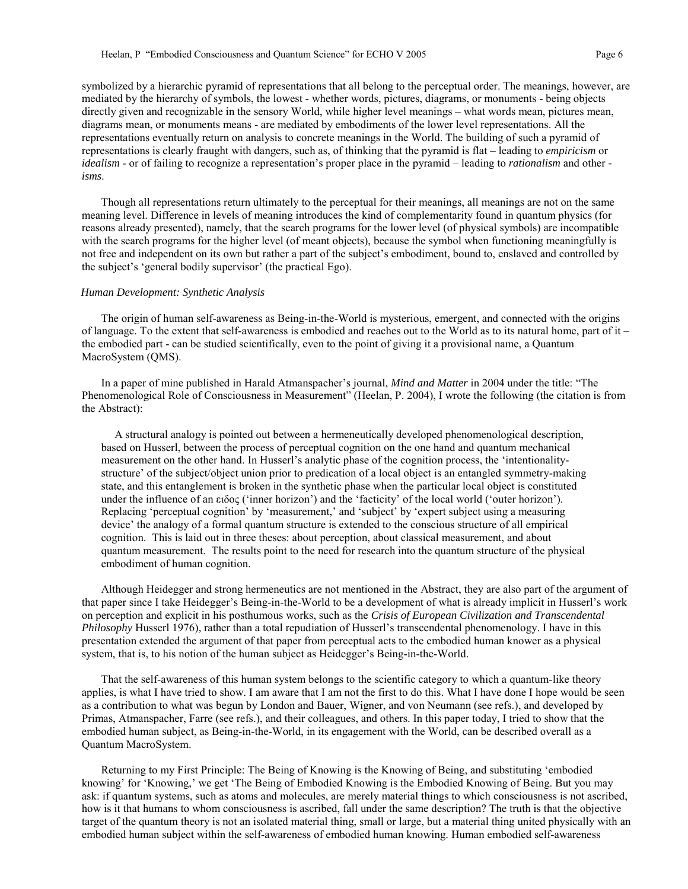symbolized by a hierarchic pyramid of representations that all belong to the perceptual order. The meanings, however, are mediated by the hierarchy of symbols, the lowest - whether words, pictures, diagrams, or monuments - being objects directly given and recognizable in the sensory World, while higher level meanings – what words mean, pictures mean, diagrams mean, or monuments means - are mediated by embodiments of the lower level representations. All the representations eventually return on analysis to concrete meanings in the World. The building of such a pyramid of representations is clearly fraught with dangers, such as, of thinking that the pyramid is flat – leading to *empiricism* or *idealism* - or of failing to recognize a representation's proper place in the pyramid – leading to *rationalism* and other -*isms*.

Though all representations return ultimately to the perceptual for their meanings, all meanings are not on the same meaning level. Difference in levels of meaning introduces the kind of complementarity found in quantum physics (for reasons already presented), namely, that the search programs for the lower level (of physical symbols) are incompatible with the search programs for the higher level (of meant objects), because the symbol when functioning meaningfully is not free and independent on its own but rather a part of the subject's embodiment, bound to, enslaved and controlled by the subject's 'general bodily supervisor' (the practical Ego).

### *Human Development: Synthetic Analysis*

The origin of human self-awareness as Being-in-the-World is mysterious, emergent, and connected with the origins of language. To the extent that self-awareness is embodied and reaches out to the World as to its natural home, part of it – the embodied part - can be studied scientifically, even to the point of giving it a provisional name, a Quantum MacroSystem (QMS).

In a paper of mine published in Harald Atmanspacher's journal, *Mind and Matter* in 2004 under the title: "The Phenomenological Role of Consciousness in Measurement" (Heelan, P. 2004), I wrote the following (the citation is from the Abstract):

> A structural analogy is pointed out between a hermeneutically developed phenomenological description, based on Husserl, between the process of perceptual cognition on the one hand and quantum mechanical measurement on the other hand. In Husserl's analytic phase of the cognition process, the 'intentionality-structure' of the subject/object union prior to predication of a local object is an entangled symmetry-making state, and this entanglement is broken in the synthetic phase when the particular local object is constituted under the influence of an ειδος ('inner horizon') and the 'facticity' of the local world ('outer horizon'). Replacing 'perceptual cognition' by 'measurement,' and 'subject' by 'expert subject using a measuring device' the analogy of a formal quantum structure is extended to the conscious structure of all empirical cognition. This is laid out in three theses: about perception, about classical measurement, and about quantum measurement. The results point to the need for research into the quantum structure of the physical embodiment of human cognition.

Although Heidegger and strong hermeneutics are not mentioned in the Abstract, they are also part of the argument of that paper since I take Heidegger's Being-in-the-World to be a development of what is already implicit in Husserl's work on perception and explicit in his posthumous works, such as the *Crisis of European Civilization and Transcendental Philosophy* Husserl 1976), rather than a total repudiation of Husserl's transcendental phenomenology. I have in this presentation extended the argument of that paper from perceptual acts to the embodied human knower as a physical system, that is, to his notion of the human subject as Heidegger's Being-in-the-World.

That the self-awareness of this human system belongs to the scientific category to which a quantum-like theory applies, is what I have tried to show. I am aware that I am not the first to do this. What I have done I hope would be seen as a contribution to what was begun by London and Bauer, Wigner, and von Neumann (see refs.), and developed by Primas, Atmanspacher, Farre (see refs.), and their colleagues, and others. In this paper today, I tried to show that the embodied human subject, as Being-in-the-World, in its engagement with the World, can be described overall as a Quantum MacroSystem.

Returning to my First Principle: The Being of Knowing is the Knowing of Being, and substituting 'embodied knowing' for 'Knowing,' we get 'The Being of Embodied Knowing is the Embodied Knowing of Being. But you may ask: if quantum systems, such as atoms and molecules, are merely material things to which consciousness is not ascribed, how is it that humans to whom consciousness is ascribed, fall under the same description? The truth is that the objective target of the quantum theory is not an isolated material thing, small or large, but a material thing united physically with an embodied human subject within the self-awareness of embodied human knowing. Human embodied self-awareness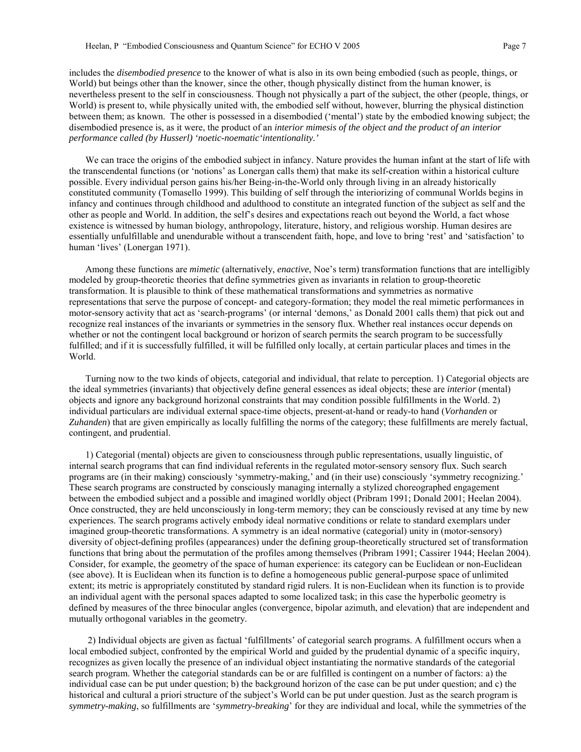includes the *disembodied presence* to the knower of what is also in its own being embodied (such as people, things, or World) but beings other than the knower, since the other, though physically distinct from the human knower, is nevertheless present to the self in consciousness. Though not physically a part of the subject, the other (people, things, or World) is present to, while physically united with, the embodied self without, however, blurring the physical distinction between them; as known. The other is possessed in a disembodied ('mental') state by the embodied knowing subject; the disembodied presence is, as it were, the product of an *interior mimesis of the object and the product of an interior performance called (by Husserl) 'noetic-noematic'intentionality.'*

We can trace the origins of the embodied subject in infancy. Nature provides the human infant at the start of life with the transcendental functions (or 'notions' as Lonergan calls them) that make its self-creation within a historical culture possible. Every individual person gains his/her Being-in-the-World only through living in an already historically constituted community (Tomasello 1999). This building of self through the interiorizing of communal Worlds begins in infancy and continues through childhood and adulthood to constitute an integrated function of the subject as self and the other as people and World. In addition, the self's desires and expectations reach out beyond the World, a fact whose existence is witnessed by human biology, anthropology, literature, history, and religious worship. Human desires are essentially unfulfillable and unendurable without a transcendent faith, hope, and love to bring 'rest' and 'satisfaction' to human 'lives' (Lonergan 1971).

Among these functions are *mimetic* (alternatively, *enactive*, Noe's term) transformation functions that are intelligibly modeled by group-theoretic theories that define symmetries given as invariants in relation to group-theoretic transformation. It is plausible to think of these mathematical transformations and symmetries as normative representations that serve the purpose of concept- and category-formation; they model the real mimetic performances in motor-sensory activity that act as 'search-programs' (or internal 'demons,' as Donald 2001 calls them) that pick out and recognize real instances of the invariants or symmetries in the sensory flux. Whether real instances occur depends on whether or not the contingent local background or horizon of search permits the search program to be successfully fulfilled; and if it is successfully fulfilled, it will be fulfilled only locally, at certain particular places and times in the World.

Turning now to the two kinds of objects, categorial and individual, that relate to perception. 1) Categorial objects are the ideal symmetries (invariants) that objectively define general essences as ideal objects; these are *interior* (mental) objects and ignore any background horizonal constraints that may condition possible fulfillments in the World. 2) individual particulars are individual external space-time objects, present-at-hand or ready-to hand (*Vorhanden* or *Zuhanden*) that are given empirically as locally fulfilling the norms of the category; these fulfillments are merely factual, contingent, and prudential.

1) Categorial (mental) objects are given to consciousness through public representations, usually linguistic, of internal search programs that can find individual referents in the regulated motor-sensory sensory flux. Such search programs are (in their making) consciously 'symmetry-making,' and (in their use) consciously 'symmetry recognizing.' These search programs are constructed by consciously managing internally a stylized choreographed engagement between the embodied subject and a possible and imagined worldly object (Pribram 1991; Donald 2001; Heelan 2004). Once constructed, they are held unconsciously in long-term memory; they can be consciously revised at any time by new experiences. The search programs actively embody ideal normative conditions or relate to standard exemplars under imagined group-theoretic transformations. A symmetry is an ideal normative (categorial) unity in (motor-sensory) diversity of object-defining profiles (appearances) under the defining group-theoretically structured set of transformation functions that bring about the permutation of the profiles among themselves (Pribram 1991; Cassirer 1944; Heelan 2004). Consider, for example, the geometry of the space of human experience: its category can be Euclidean or non-Euclidean (see above). It is Euclidean when its function is to define a homogeneous public general-purpose space of unlimited extent; its metric is appropriately constituted by standard rigid rulers. It is non-Euclidean when its function is to provide an individual agent with the personal spaces adapted to some localized task; in this case the hyperbolic geometry is defined by measures of the three binocular angles (convergence, bipolar azimuth, and elevation) that are independent and mutually orthogonal variables in the geometry.

2) Individual objects are given as factual 'fulfillments' of categorial search programs. A fulfillment occurs when a local embodied subject, confronted by the empirical World and guided by the prudential dynamic of a specific inquiry, recognizes as given locally the presence of an individual object instantiating the normative standards of the categorial search program. Whether the categorial standards can be or are fulfilled is contingent on a number of factors: a) the individual case can be put under question; b) the background horizon of the case can be put under question; and c) the historical and cultural a priori structure of the subject's World can be put under question. Just as the search program is *symmetry-making*, so fulfillments are '*symmetry-breaking*' for they are individual and local, while the symmetries of the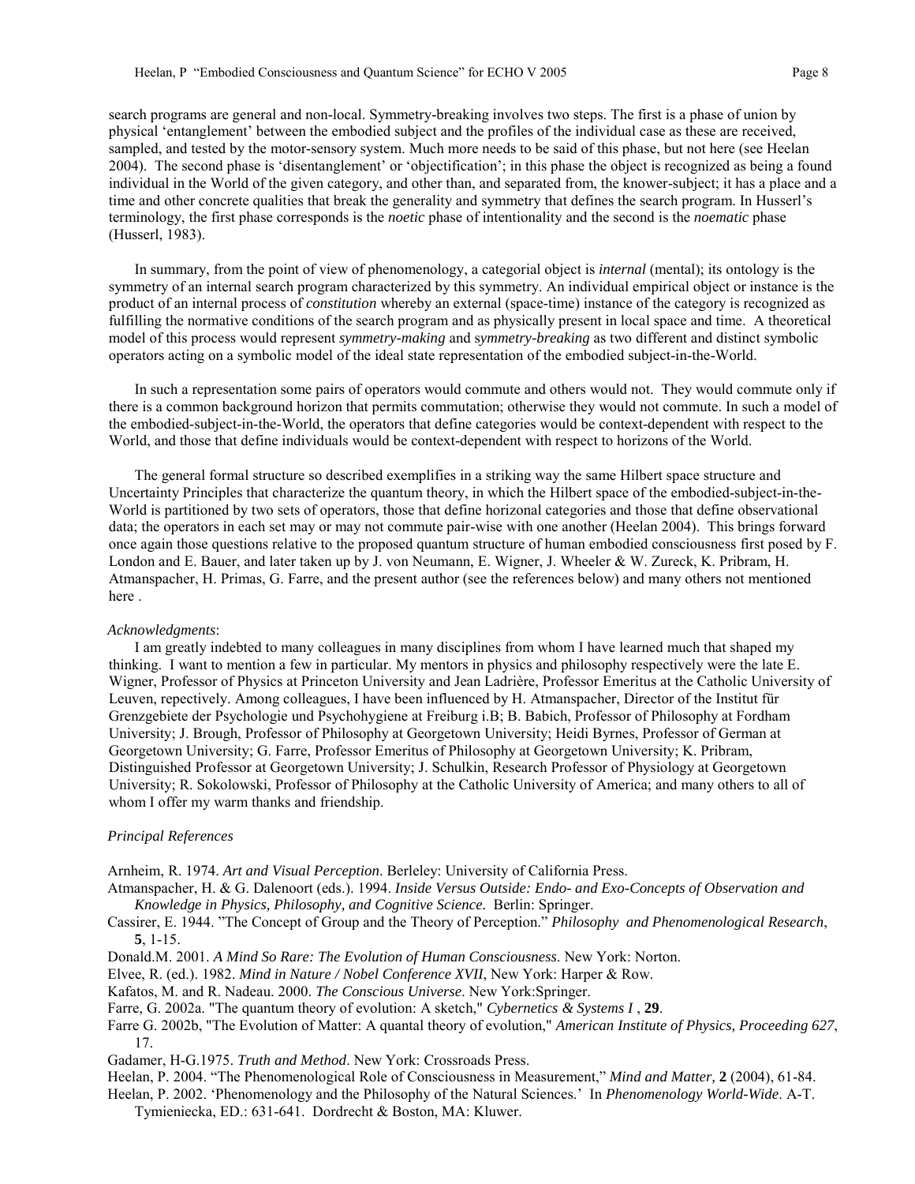search programs are general and non-local. Symmetry-breaking involves two steps. The first is a phase of union by physical 'entanglement' between the embodied subject and the profiles of the individual case as these are received, sampled, and tested by the motor-sensory system. Much more needs to be said of this phase, but not here (see Heelan 2004). The second phase is 'disentanglement' or 'objectification'; in this phase the object is recognized as being a found individual in the World of the given category, and other than, and separated from, the knower-subject; it has a place and a time and other concrete qualities that break the generality and symmetry that defines the search program. In Husserl's terminology, the first phase corresponds is the *noetic* phase of intentionality and the second is the *noematic* phase (Husserl, 1983).

In summary, from the point of view of phenomenology, a categorial object is *internal* (mental); its ontology is the symmetry of an internal search program characterized by this symmetry. An individual empirical object or instance is the product of an internal process of *constitution* whereby an external (space-time) instance of the category is recognized as fulfilling the normative conditions of the search program and as physically present in local space and time. A theoretical model of this process would represent *symmetry-making* and *symmetry-breaking* as two different and distinct symbolic operators acting on a symbolic model of the ideal state representation of the embodied subject-in-the-World.

In such a representation some pairs of operators would commute and others would not. They would commute only if there is a common background horizon that permits commutation; otherwise they would not commute. In such a model of the embodied-subject-in-the-World, the operators that define categories would be context-dependent with respect to the World, and those that define individuals would be context-dependent with respect to horizons of the World.

The general formal structure so described exemplifies in a striking way the same Hilbert space structure and Uncertainty Principles that characterize the quantum theory, in which the Hilbert space of the embodied-subject-in-the-World is partitioned by two sets of operators, those that define horizonal categories and those that define observational data; the operators in each set may or may not commute pair-wise with one another (Heelan 2004). This brings forward once again those questions relative to the proposed quantum structure of human embodied consciousness first posed by F. London and E. Bauer, and later taken up by J. von Neumann, E. Wigner, J. Wheeler & W. Zureck, K. Pribram, H. Atmanspacher, H. Primas, G. Farre, and the present author (see the references below) and many others not mentioned here .

*Acknowledgments*:

I am greatly indebted to many colleagues in many disciplines from whom I have learned much that shaped my thinking. I want to mention a few in particular. My mentors in physics and philosophy respectively were the late E. Wigner, Professor of Physics at Princeton University and Jean Ladrière, Professor Emeritus at the Catholic University of Leuven, repectively. Among colleagues, I have been influenced by H. Atmanspacher, Director of the Institut für Grenzgebiete der Psychologie und Psychohygiene at Freiburg i.B; B. Babich, Professor of Philosophy at Fordham University; J. Brough, Professor of Philosophy at Georgetown University; Heidi Byrnes, Professor of German at Georgetown University; G. Farre, Professor Emeritus of Philosophy at Georgetown University; K. Pribram, Distinguished Professor at Georgetown University; J. Schulkin, Research Professor of Physiology at Georgetown University; R. Sokolowski, Professor of Philosophy at the Catholic University of America; and many others to all of whom I offer my warm thanks and friendship.

*Principal References*

Arnheim, R. 1974. *Art and Visual Perception*. Berleley: University of California Press.

Atmanspacher, H. & G. Dalenoort (eds.). 1994. *Inside Versus Outside: Endo- and Exo-Concepts of Observation and Knowledge in Physics, Philosophy, and Cognitive Science.* Berlin: Springer.

Cassirer, E. 1944. "The Concept of Group and the Theory of Perception." *Philosophy and Phenomenological Research*, **5**, 1-15.

Donald.M. 2001. *A Mind So Rare: The Evolution of Human Consciousness*. New York: Norton.

Elvee, R. (ed.). 1982. *Mind in Nature / Nobel Conference XVII*, New York: Harper & Row.

Kafatos, M. and R. Nadeau. 2000. *The Conscious Universe*. New York:Springer.

Farre, G. 2002a. "The quantum theory of evolution: A sketch," *Cybernetics & Systems I* , **29**.

Farre G. 2002b, "The Evolution of Matter: A quantal theory of evolution," *American Institute of Physics, Proceeding 627*, 17.

Gadamer, H-G.1975. *Truth and Method*. New York: Crossroads Press.

Heelan, P. 2004. "The Phenomenological Role of Consciousness in Measurement," *Mind and Matter,* **2** (2004), 61-84.

Heelan, P. 2002. 'Phenomenology and the Philosophy of the Natural Sciences.' In *Phenomenology World-Wide*. A-T. Tymieniecka, ED.: 631-641. Dordrecht & Boston, MA: Kluwer.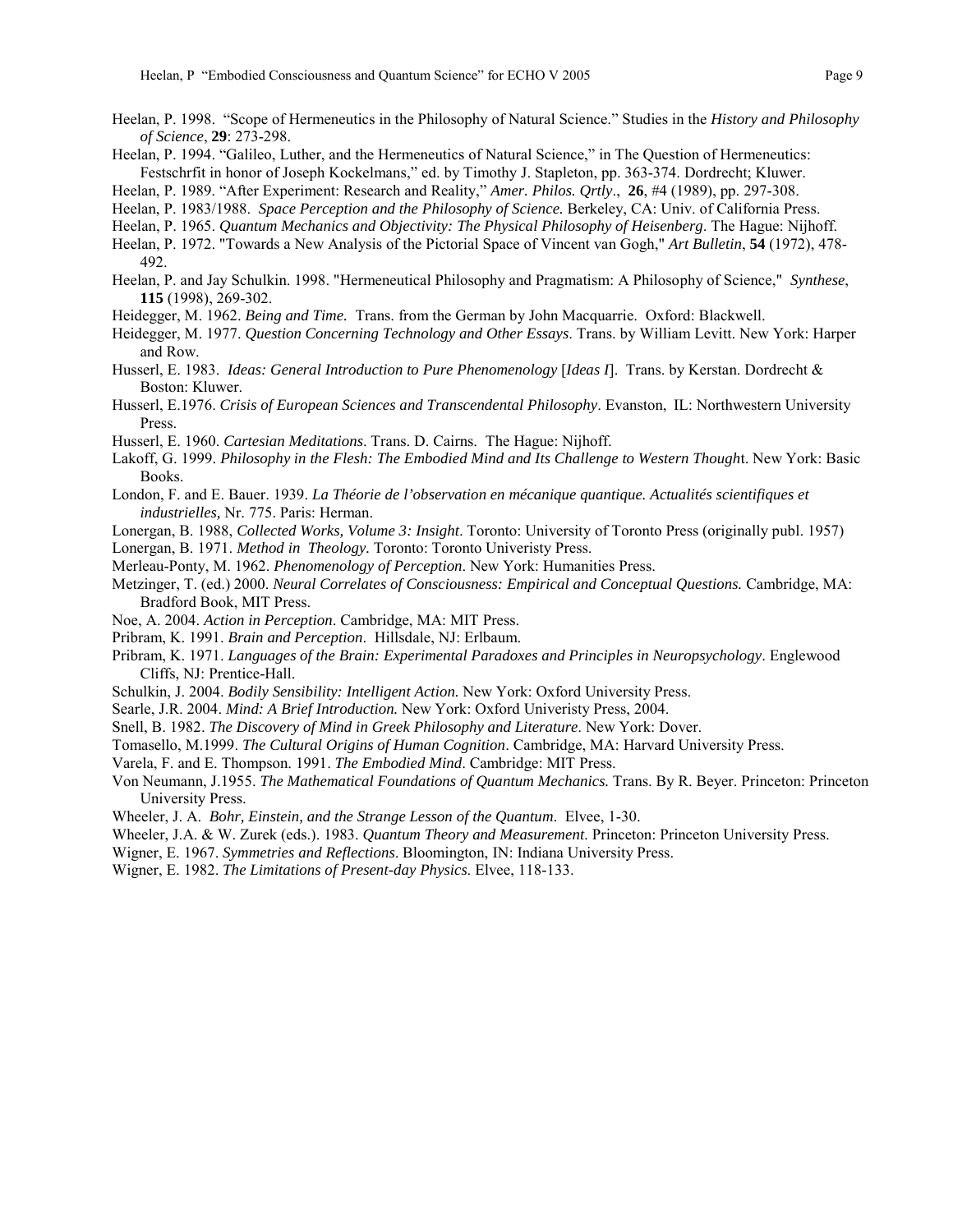Heelan, P. 1998. "Scope of Hermeneutics in the Philosophy of Natural Science." Studies in the *History and Philosophy of Science*, **29**: 273-298.

Heelan, P. 1994. "Galileo, Luther, and the Hermeneutics of Natural Science," in The Question of Hermeneutics: Festschrfit in honor of Joseph Kockelmans," ed. by Timothy J. Stapleton, pp. 363-374. Dordrecht; Kluwer.

Heelan, P. 1989. "After Experiment: Research and Reality," *Amer. Philos. Qrtly*., **26**, #4 (1989), pp. 297-308.

Heelan, P. 1983/1988. *Space Perception and the Philosophy of Science.* Berkeley, CA: Univ. of California Press.

Heelan, P. 1965. *Quantum Mechanics and Objectivity: The Physical Philosophy of Heisenberg*. The Hague: Nijhoff.

Heelan, P. 1972. "Towards a New Analysis of the Pictorial Space of Vincent van Gogh," *Art Bulletin*, **54** (1972), 478-492.

Heelan, P. and Jay Schulkin. 1998. "Hermeneutical Philosophy and Pragmatism: A Philosophy of Science," *Synthese*, **115** (1998), 269-302.

Heidegger, M. 1962. *Being and Time.* Trans. from the German by John Macquarrie. Oxford: Blackwell.

Heidegger, M. 1977. *Question Concerning Technology and Other Essays*. Trans. by William Levitt. New York: Harper and Row.

Husserl, E. 1983. *Ideas: General Introduction to Pure Phenomenology* [*Ideas I*]. Trans. by Kerstan. Dordrecht & Boston: Kluwer.

Husserl, E.1976. *Crisis of European Sciences and Transcendental Philosophy*. Evanston, IL: Northwestern University Press.

Husserl, E. 1960. *Cartesian Meditations*. Trans. D. Cairns. The Hague: Nijhoff.

Lakoff, G. 1999. *Philosophy in the Flesh: The Embodied Mind and Its Challenge to Western Thought*. New York: Basic Books.

London, F. and E. Bauer. 1939. *La Théorie de l'observation en mécanique quantique. Actualités scientifiques et industrielles,* Nr. 775. Paris: Herman.

Lonergan, B. 1988, *Collected Works, Volume 3: Insight*. Toronto: University of Toronto Press (originally publ. 1957)

Lonergan, B. 1971. *Method in Theology.* Toronto: Toronto Univeristy Press.

Merleau-Ponty, M. 1962. *Phenomenology of Perception*. New York: Humanities Press.

Metzinger, T. (ed.) 2000. *Neural Correlates of Consciousness: Empirical and Conceptual Questions.* Cambridge, MA: Bradford Book, MIT Press.

Noe, A. 2004. *Action in Perception*. Cambridge, MA: MIT Press.

Pribram, K. 1991. *Brain and Perception*. Hillsdale, NJ: Erlbaum.

Pribram, K. 1971. *Languages of the Brain: Experimental Paradoxes and Principles in Neuropsychology*. Englewood Cliffs, NJ: Prentice-Hall.

Schulkin, J. 2004. *Bodily Sensibility: Intelligent Action.* New York: Oxford University Press.

Searle, J.R. 2004. *Mind: A Brief Introduction.* New York: Oxford Univeristy Press, 2004.

Snell, B. 1982. *The Discovery of Mind in Greek Philosophy and Literature*. New York: Dover.

Tomasello, M.1999. *The Cultural Origins of Human Cognition*. Cambridge, MA: Harvard University Press.

Varela, F. and E. Thompson. 1991. *The Embodied Mind*. Cambridge: MIT Press.

Von Neumann, J.1955. *The Mathematical Foundations of Quantum Mechanics.* Trans. By R. Beyer. Princeton: Princeton University Press.

Wheeler, J. A. *Bohr, Einstein, and the Strange Lesson of the Quantum*. Elvee, 1-30.

Wheeler, J.A. & W. Zurek (eds.). 1983. *Quantum Theory and Measurement*. Princeton: Princeton University Press.

Wigner, E. 1967. *Symmetries and Reflections*. Bloomington, IN: Indiana University Press.

Wigner, E. 1982. *The Limitations of Present-day Physics*. Elvee, 118-133.